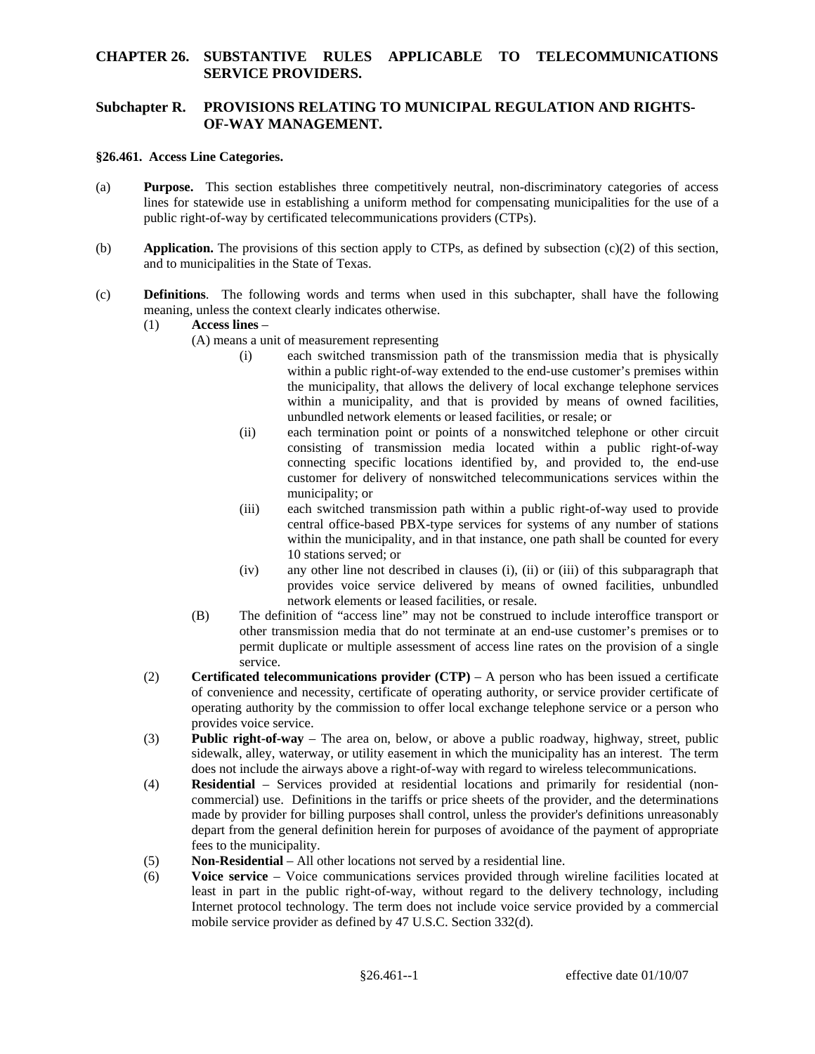# CHAPTER 26. SUBSTANTIVE RULES APPLICABLE TO TELECOMMUNICATIONS SERVICE PROVIDERS.

## Subchapter R. PROVISIONS RELATING TO MUNICIPAL REGULATION AND RIGHTS-OF-WAY MANAGEMENT.

### §26.461. Access Line Categories.

(a) **Purpose.** This section establishes three competitively neutral, non-discriminatory categories of access lines for statewide use in establishing a uniform method for compensating municipalities for the use of a public right-of-way by certificated telecommunications providers (CTPs).

(b) **Application.** The provisions of this section apply to CTPs, as defined by subsection (c)(2) of this section, and to municipalities in the State of Texas.

(c) **Definitions**. The following words and terms when used in this subchapter, shall have the following meaning, unless the context clearly indicates otherwise.

(1) **Access lines** –

(A) means a unit of measurement representing

(i) each switched transmission path of the transmission media that is physically within a public right-of-way extended to the end-use customer's premises within the municipality, that allows the delivery of local exchange telephone services within a municipality, and that is provided by means of owned facilities, unbundled network elements or leased facilities, or resale; or

(ii) each termination point or points of a nonswitched telephone or other circuit consisting of transmission media located within a public right-of-way connecting specific locations identified by, and provided to, the end-use customer for delivery of nonswitched telecommunications services within the municipality; or

(iii) each switched transmission path within a public right-of-way used to provide central office-based PBX-type services for systems of any number of stations within the municipality, and in that instance, one path shall be counted for every 10 stations served; or

(iv) any other line not described in clauses (i), (ii) or (iii) of this subparagraph that provides voice service delivered by means of owned facilities, unbundled network elements or leased facilities, or resale.

(B) The definition of "access line" may not be construed to include interoffice transport or other transmission media that do not terminate at an end-use customer's premises or to permit duplicate or multiple assessment of access line rates on the provision of a single service.

(2) **Certificated telecommunications provider (CTP)** – A person who has been issued a certificate of convenience and necessity, certificate of operating authority, or service provider certificate of operating authority by the commission to offer local exchange telephone service or a person who provides voice service.

(3) **Public right-of-way** – The area on, below, or above a public roadway, highway, street, public sidewalk, alley, waterway, or utility easement in which the municipality has an interest. The term does not include the airways above a right-of-way with regard to wireless telecommunications.

(4) **Residential** – Services provided at residential locations and primarily for residential (non-commercial) use. Definitions in the tariffs or price sheets of the provider, and the determinations made by provider for billing purposes shall control, unless the provider's definitions unreasonably depart from the general definition herein for purposes of avoidance of the payment of appropriate fees to the municipality.

(5) **Non-Residential** – All other locations not served by a residential line.

(6) **Voice service** – Voice communications services provided through wireline facilities located at least in part in the public right-of-way, without regard to the delivery technology, including Internet protocol technology. The term does not include voice service provided by a commercial mobile service provider as defined by 47 U.S.C. Section 332(d).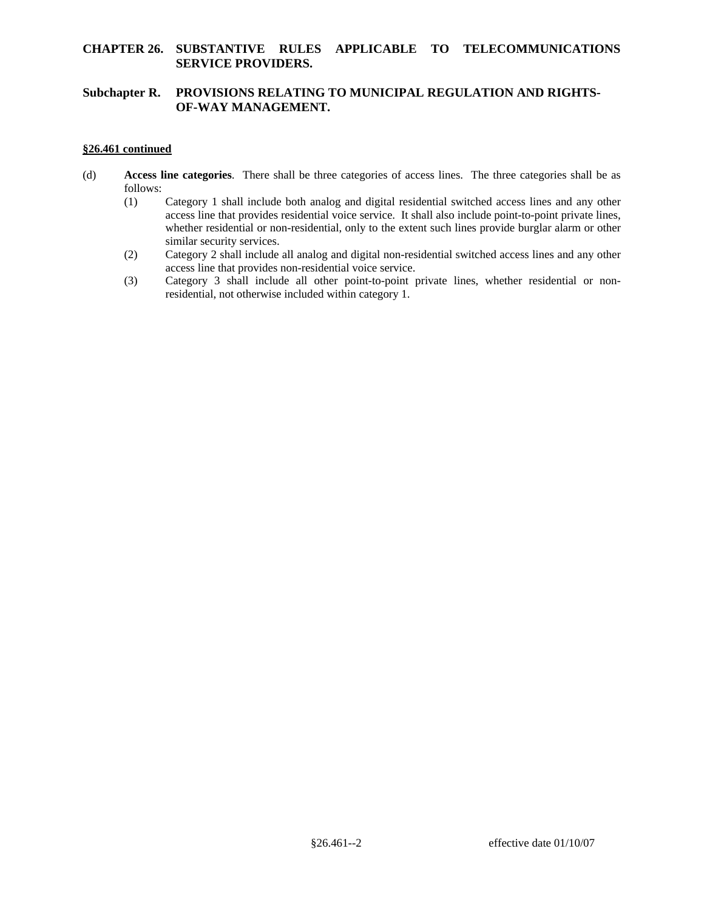**§26.461 continued**

(d) **Access line categories**. There shall be three categories of access lines. The three categories shall be as follows:

(1) Category 1 shall include both analog and digital residential switched access lines and any other access line that provides residential voice service. It shall also include point-to-point private lines, whether residential or non-residential, only to the extent such lines provide burglar alarm or other similar security services.

(2) Category 2 shall include all analog and digital non-residential switched access lines and any other access line that provides non-residential voice service.

(3) Category 3 shall include all other point-to-point private lines, whether residential or non-residential, not otherwise included within category 1.